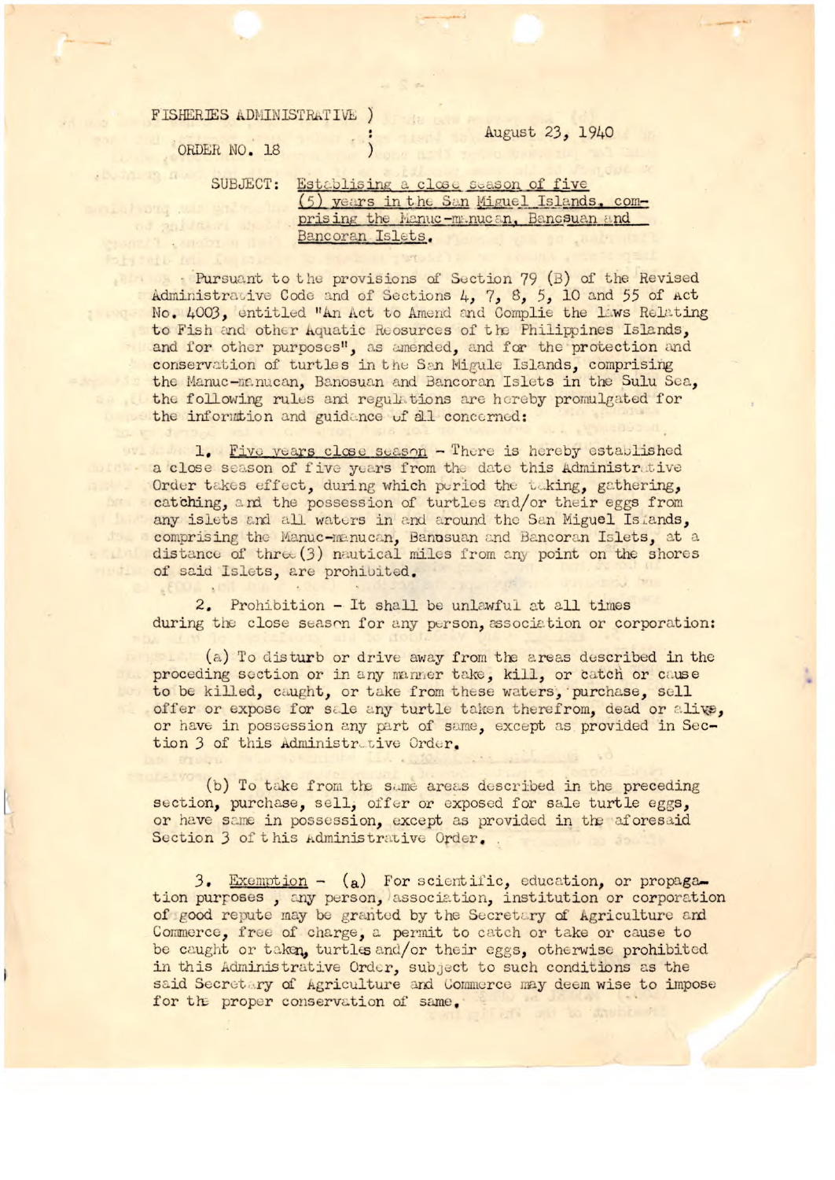FISHERIES ADMINISTRATIVE )
                         :
ORDER NO. 18             )

August 23, 1940

SUBJECT: Establishing a close season of five (5) years in the San Miguel Islands, comprising the Manuc-manucan, Bancsuan and Bancoran Islets.

Pursuant to the provisions of Section 79 (B) of the Revised Administrative Code and of Sections 4, 7, 8, 5, 10 and 55 of Act No. 4003, entitled "An Act to Amend and Complie the laws Relating to Fish and other Aquatic Reosurces of the Philippines Islands, and for other purposes", as amended, and for the protection and conservation of turtles in the San Migule Islands, comprising the Manuc-manucan, Banosuan and Bancoran Islets in the Sulu Sea, the following rules and regulations are hereby promulgated for the information and guidance of all concerned:

1. Five years close season - There is hereby established a close season of five years from the date this Administrative Order takes effect, during which period the taking, gathering, catching, and the possession of turtles and/or their eggs from any islets and all waters in and around the San Miguel Islands, comprising the Manuc-manucan, Banosuan and Bancoran Islets, at a distance of three (3) nautical miles from any point on the shores of said Islets, are prohibited.

2. Prohibition - It shall be unlawful at all times during the close season for any person, association or corporation:

(a) To disturb or drive away from the areas described in the proceding section or in any manner take, kill, or catch or cause to be killed, caught, or take from these waters, purchase, sell offer or expose for sale any turtle taken therefrom, dead or alive, or have in possession any part of same, except as provided in Section 3 of this Administrative Order.

(b) To take from the same areas described in the preceding section, purchase, sell, offer or exposed for sale turtle eggs, or have same in possession, except as provided in the aforesaid Section 3 of this Administrative Order.

3. Exemption - (a) For scientific, education, or propagation purposes , any person, association, institution or corporation of good repute may be granted by the Secretary of Agriculture and Commerce, free of charge, a permit to catch or take or cause to be caught or taken, turtles and/or their eggs, otherwise prohibited in this Administrative Order, subject to such conditions as the said Secretary of Agriculture and Commerce may deem wise to impose for the proper conservation of same.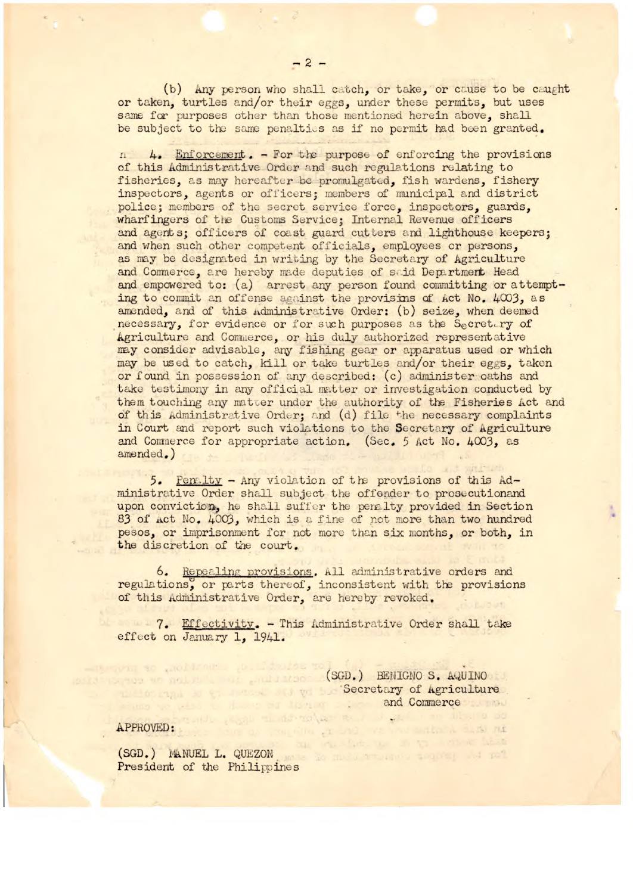(b) Any person who shall catch, or take, or cause to be caught or taken, turtles and/or their eggs, under these permits, but uses same for purposes other than those mentioned herein above, shall be subject to the same penalties as if no permit had been granted.

4. Enforcement. - For the purpose of enforcing the provisions of this Administrative Order and such regulations relating to fisheries, as may hereafter be promulgated, fish wardens, fishery inspectors, agents or officers; members of municipal and district police; members of the secret service force, inspectors, guards, wharfingers of the Customs Service; Internal Revenue officers and agents; officers of coast guard cutters and lighthouse keepers; and when such other competent officials, employees or persons, as may be designated in writing by the Secretary of Agriculture and Commerce, are hereby made deputies of said Department Head and empowered to: (a) arrest any person found committing or attempting to commit an offense against the provisions of Act No. 4003, as amended, and of this Administrative Order: (b) seize, when deemed necessary, for evidence or for such purposes as the Secretary of Agriculture and Commerce, or his duly authorized representative may consider advisable, any fishing gear or apparatus used or which may be used to catch, kill or take turtles and/or their eggs, taken or found in possession of any described: (c) administer oaths and take testimony in any official matter or investigation conducted by them touching any matter under the authority of the Fisheries Act and of this Administrative Order; and (d) file the necessary complaints in Court and report such violations to the Secretary of Agriculture and Commerce for appropriate action. (Sec. 5 Act No. 4003, as amended.)

5. Penalty - Any violation of the provisions of this Administrative Order shall subject the offender to prosecutionand upon conviction, he shall suffer the penalty provided in Section 83 of Act No. 4003, which is a fine of not more than two hundred pesos, or imprisonment for not more than six months, or both, in the discretion of the court.

6. Repealing provisions. All administrative orders and regulations, or parts thereof, inconsistent with the provisions of this Administrative Order, are hereby revoked.

7. Effectivity. - This Administrative Order shall take effect on January 1, 1941.

(SGD.) BENIGNO S. AQUINO
Secretary of Agriculture
and Commerce

APPROVED:

(SGD.) MANUEL L. QUEZON
President of the Philippines